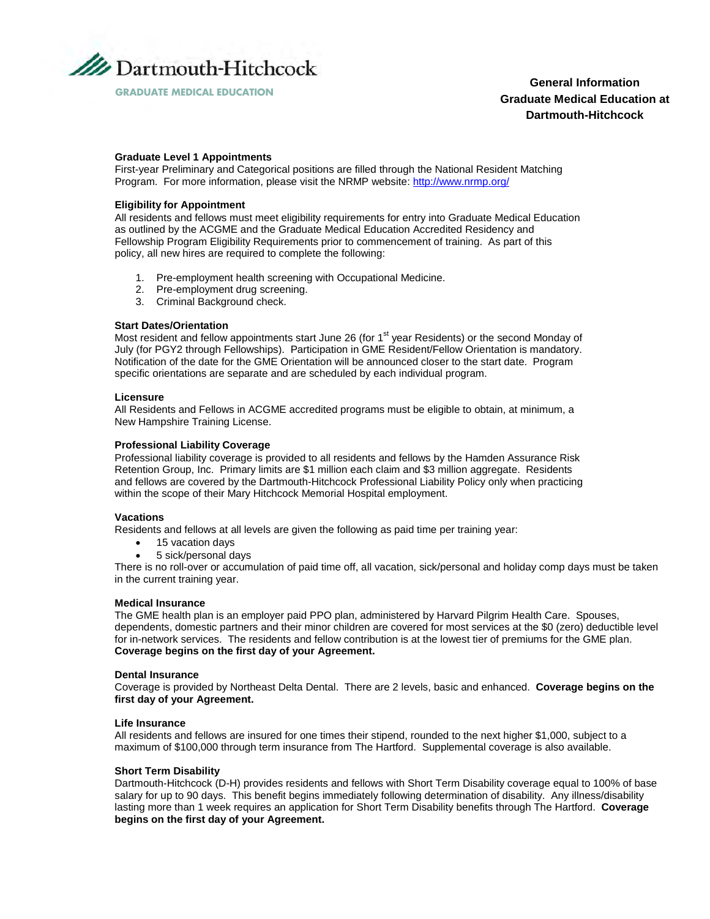Dartmouth-Hitchcock

GRADUATE MEDICAL EDUCATION

# General Information Graduate Medical Education at Dartmouth-Hitchcock

### Graduate Level 1 Appointments

First-year Preliminary and Categorical positions are filled through the National Resident Matching Program. For more information, please visit the NRMP website: http://www.nrmp.org/

### Eligibility for Appointment

All residents and fellows must meet eligibility requirements for entry into Graduate Medical Education as outlined by the ACGME and the Graduate Medical Education Accredited Residency and Fellowship Program Eligibility Requirements prior to commencement of training. As part of this policy, all new hires are required to complete the following:

1. Pre-employment health screening with Occupational Medicine.
2. Pre-employment drug screening.
3. Criminal Background check.

### Start Dates/Orientation

Most resident and fellow appointments start June 26 (for 1st year Residents) or the second Monday of July (for PGY2 through Fellowships). Participation in GME Resident/Fellow Orientation is mandatory. Notification of the date for the GME Orientation will be announced closer to the start date. Program specific orientations are separate and are scheduled by each individual program.

### Licensure

All Residents and Fellows in ACGME accredited programs must be eligible to obtain, at minimum, a New Hampshire Training License.

### Professional Liability Coverage

Professional liability coverage is provided to all residents and fellows by the Hamden Assurance Risk Retention Group, Inc. Primary limits are $1 million each claim and $3 million aggregate. Residents and fellows are covered by the Dartmouth-Hitchcock Professional Liability Policy only when practicing within the scope of their Mary Hitchcock Memorial Hospital employment.

### Vacations

Residents and fellows at all levels are given the following as paid time per training year:

- 15 vacation days
- 5 sick/personal days

There is no roll-over or accumulation of paid time off, all vacation, sick/personal and holiday comp days must be taken in the current training year.

### Medical Insurance

The GME health plan is an employer paid PPO plan, administered by Harvard Pilgrim Health Care. Spouses, dependents, domestic partners and their minor children are covered for most services at the $0 (zero) deductible level for in-network services. The residents and fellow contribution is at the lowest tier of premiums for the GME plan. **Coverage begins on the first day of your Agreement.**

### Dental Insurance

Coverage is provided by Northeast Delta Dental. There are 2 levels, basic and enhanced. **Coverage begins on the first day of your Agreement.**

### Life Insurance

All residents and fellows are insured for one times their stipend, rounded to the next higher $1,000, subject to a maximum of $100,000 through term insurance from The Hartford. Supplemental coverage is also available.

### Short Term Disability

Dartmouth-Hitchcock (D-H) provides residents and fellows with Short Term Disability coverage equal to 100% of base salary for up to 90 days. This benefit begins immediately following determination of disability. Any illness/disability lasting more than 1 week requires an application for Short Term Disability benefits through The Hartford. **Coverage begins on the first day of your Agreement.**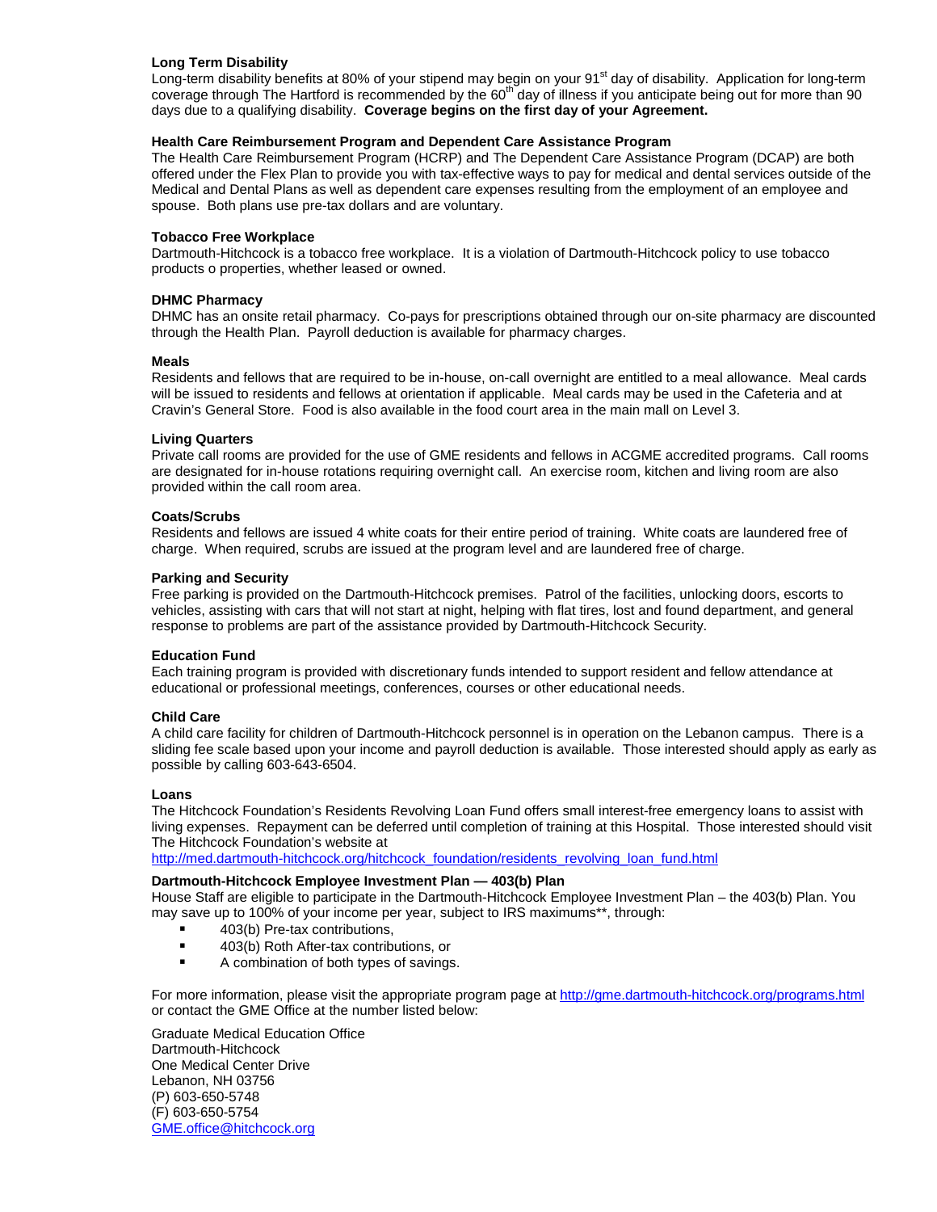**Long Term Disability**

Long-term disability benefits at 80% of your stipend may begin on your 91st day of disability. Application for long-term coverage through The Hartford is recommended by the 60th day of illness if you anticipate being out for more than 90 days due to a qualifying disability. **Coverage begins on the first day of your Agreement.**

**Health Care Reimbursement Program and Dependent Care Assistance Program**

The Health Care Reimbursement Program (HCRP) and The Dependent Care Assistance Program (DCAP) are both offered under the Flex Plan to provide you with tax-effective ways to pay for medical and dental services outside of the Medical and Dental Plans as well as dependent care expenses resulting from the employment of an employee and spouse. Both plans use pre-tax dollars and are voluntary.

**Tobacco Free Workplace**

Dartmouth-Hitchcock is a tobacco free workplace. It is a violation of Dartmouth-Hitchcock policy to use tobacco products o properties, whether leased or owned.

**DHMC Pharmacy**

DHMC has an onsite retail pharmacy. Co-pays for prescriptions obtained through our on-site pharmacy are discounted through the Health Plan. Payroll deduction is available for pharmacy charges.

**Meals**

Residents and fellows that are required to be in-house, on-call overnight are entitled to a meal allowance. Meal cards will be issued to residents and fellows at orientation if applicable. Meal cards may be used in the Cafeteria and at Cravin's General Store. Food is also available in the food court area in the main mall on Level 3.

**Living Quarters**

Private call rooms are provided for the use of GME residents and fellows in ACGME accredited programs. Call rooms are designated for in-house rotations requiring overnight call. An exercise room, kitchen and living room are also provided within the call room area.

**Coats/Scrubs**

Residents and fellows are issued 4 white coats for their entire period of training. White coats are laundered free of charge. When required, scrubs are issued at the program level and are laundered free of charge.

**Parking and Security**

Free parking is provided on the Dartmouth-Hitchcock premises. Patrol of the facilities, unlocking doors, escorts to vehicles, assisting with cars that will not start at night, helping with flat tires, lost and found department, and general response to problems are part of the assistance provided by Dartmouth-Hitchcock Security.

**Education Fund**

Each training program is provided with discretionary funds intended to support resident and fellow attendance at educational or professional meetings, conferences, courses or other educational needs.

**Child Care**

A child care facility for children of Dartmouth-Hitchcock personnel is in operation on the Lebanon campus. There is a sliding fee scale based upon your income and payroll deduction is available. Those interested should apply as early as possible by calling 603-643-6504.

**Loans**

The Hitchcock Foundation's Residents Revolving Loan Fund offers small interest-free emergency loans to assist with living expenses. Repayment can be deferred until completion of training at this Hospital. Those interested should visit The Hitchcock Foundation's website at
http://med.dartmouth-hitchcock.org/hitchcock_foundation/residents_revolving_loan_fund.html

**Dartmouth-Hitchcock Employee Investment Plan — 403(b) Plan**

House Staff are eligible to participate in the Dartmouth-Hitchcock Employee Investment Plan – the 403(b) Plan. You may save up to 100% of your income per year, subject to IRS maximums**, through:

- 403(b) Pre-tax contributions,
- 403(b) Roth After-tax contributions, or
- A combination of both types of savings.

For more information, please visit the appropriate program page at http://gme.dartmouth-hitchcock.org/programs.html or contact the GME Office at the number listed below:

Graduate Medical Education Office
Dartmouth-Hitchcock
One Medical Center Drive
Lebanon, NH 03756
(P) 603-650-5748
(F) 603-650-5754
GME.office@hitchcock.org